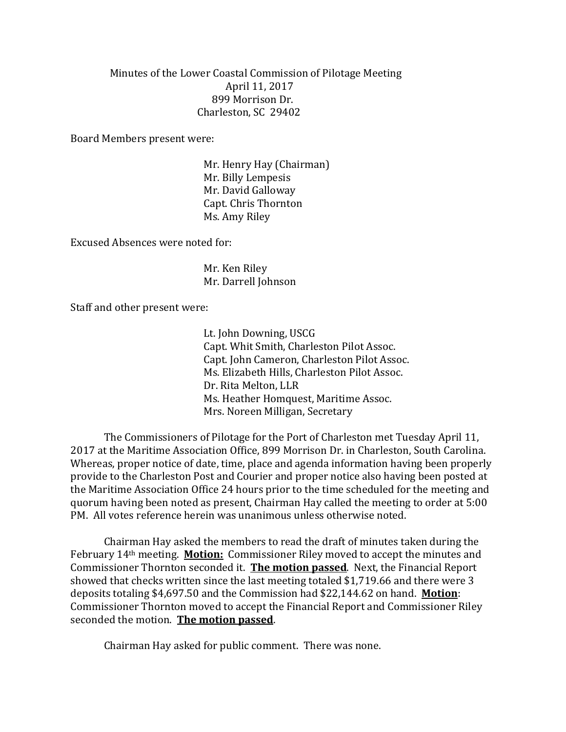Minutes of the Lower Coastal Commission of Pilotage Meeting
April 11, 2017
899 Morrison Dr.
Charleston, SC 29402

Board Members present were:

Mr. Henry Hay (Chairman)
Mr. Billy Lempesis
Mr. David Galloway
Capt. Chris Thornton
Ms. Amy Riley

Excused Absences were noted for:

Mr. Ken Riley
Mr. Darrell Johnson

Staff and other present were:

Lt. John Downing, USCG
Capt. Whit Smith, Charleston Pilot Assoc.
Capt. John Cameron, Charleston Pilot Assoc.
Ms. Elizabeth Hills, Charleston Pilot Assoc.
Dr. Rita Melton, LLR
Ms. Heather Homquest, Maritime Assoc.
Mrs. Noreen Milligan, Secretary

The Commissioners of Pilotage for the Port of Charleston met Tuesday April 11, 2017 at the Maritime Association Office, 899 Morrison Dr. in Charleston, South Carolina. Whereas, proper notice of date, time, place and agenda information having been properly provide to the Charleston Post and Courier and proper notice also having been posted at the Maritime Association Office 24 hours prior to the time scheduled for the meeting and quorum having been noted as present, Chairman Hay called the meeting to order at 5:00 PM. All votes reference herein was unanimous unless otherwise noted.

Chairman Hay asked the members to read the draft of minutes taken during the February 14th meeting. **Motion:** Commissioner Riley moved to accept the minutes and Commissioner Thornton seconded it. **The motion passed**. Next, the Financial Report showed that checks written since the last meeting totaled $1,719.66 and there were 3 deposits totaling $4,697.50 and the Commission had $22,144.62 on hand. **Motion**: Commissioner Thornton moved to accept the Financial Report and Commissioner Riley seconded the motion. **The motion passed**.

Chairman Hay asked for public comment. There was none.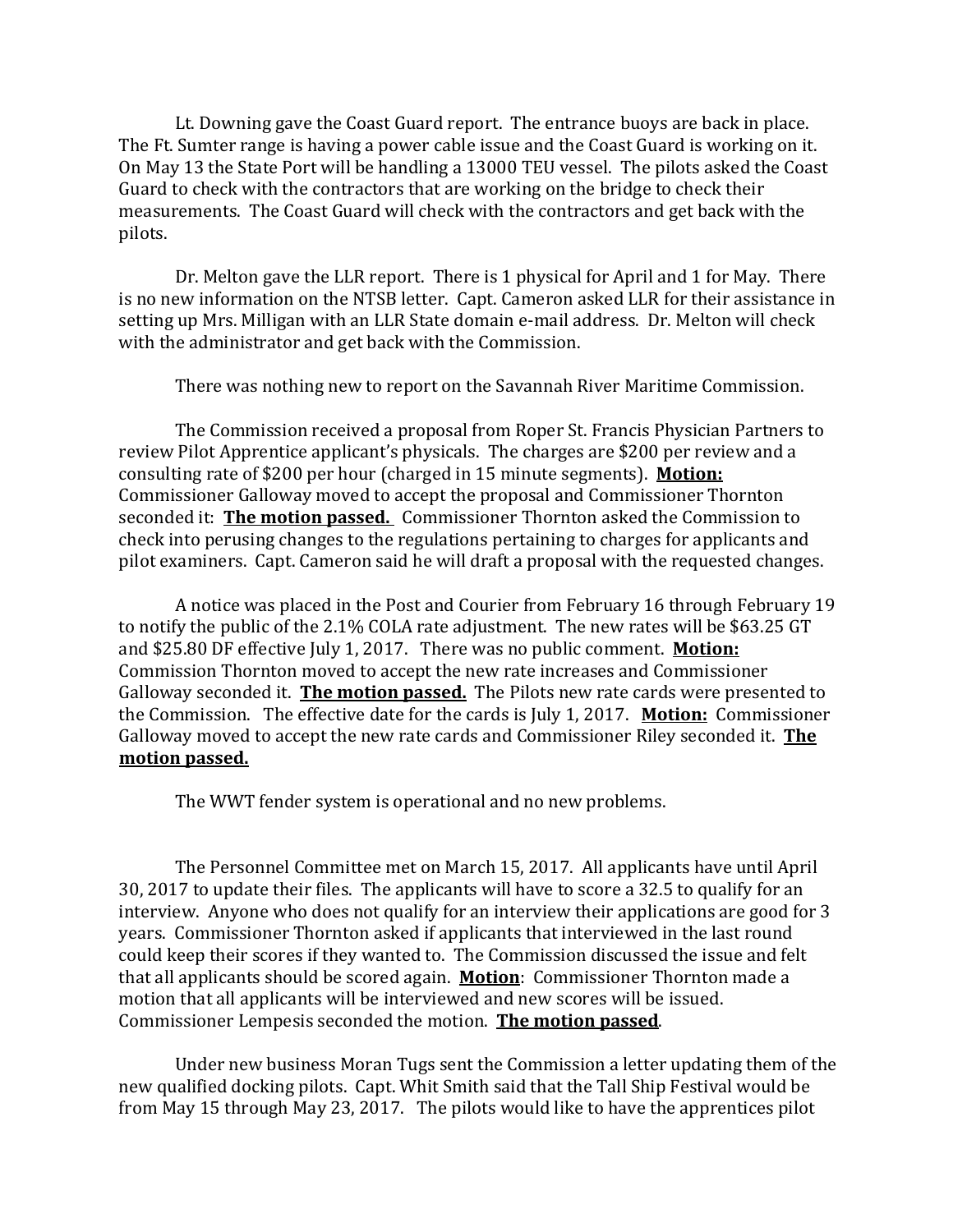Lt. Downing gave the Coast Guard report. The entrance buoys are back in place. The Ft. Sumter range is having a power cable issue and the Coast Guard is working on it. On May 13 the State Port will be handling a 13000 TEU vessel. The pilots asked the Coast Guard to check with the contractors that are working on the bridge to check their measurements. The Coast Guard will check with the contractors and get back with the pilots.

Dr. Melton gave the LLR report. There is 1 physical for April and 1 for May. There is no new information on the NTSB letter. Capt. Cameron asked LLR for their assistance in setting up Mrs. Milligan with an LLR State domain e-mail address. Dr. Melton will check with the administrator and get back with the Commission.

There was nothing new to report on the Savannah River Maritime Commission.

The Commission received a proposal from Roper St. Francis Physician Partners to review Pilot Apprentice applicant's physicals. The charges are $200 per review and a consulting rate of $200 per hour (charged in 15 minute segments). **<u>Motion:</u>** Commissioner Galloway moved to accept the proposal and Commissioner Thornton seconded it: **<u>The motion passed.</u>** Commissioner Thornton asked the Commission to check into perusing changes to the regulations pertaining to charges for applicants and pilot examiners. Capt. Cameron said he will draft a proposal with the requested changes.

A notice was placed in the Post and Courier from February 16 through February 19 to notify the public of the 2.1% COLA rate adjustment. The new rates will be $63.25 GT and $25.80 DF effective July 1, 2017. There was no public comment. **<u>Motion:</u>** Commission Thornton moved to accept the new rate increases and Commissioner Galloway seconded it. **<u>The motion passed.</u>** The Pilots new rate cards were presented to the Commission. The effective date for the cards is July 1, 2017. **<u>Motion:</u>** Commissioner Galloway moved to accept the new rate cards and Commissioner Riley seconded it. **<u>The motion passed.</u>**

The WWT fender system is operational and no new problems.

The Personnel Committee met on March 15, 2017. All applicants have until April 30, 2017 to update their files. The applicants will have to score a 32.5 to qualify for an interview. Anyone who does not qualify for an interview their applications are good for 3 years. Commissioner Thornton asked if applicants that interviewed in the last round could keep their scores if they wanted to. The Commission discussed the issue and felt that all applicants should be scored again. **<u>Motion</u>**: Commissioner Thornton made a motion that all applicants will be interviewed and new scores will be issued. Commissioner Lempesis seconded the motion. **<u>The motion passed</u>**.

Under new business Moran Tugs sent the Commission a letter updating them of the new qualified docking pilots. Capt. Whit Smith said that the Tall Ship Festival would be from May 15 through May 23, 2017. The pilots would like to have the apprentices pilot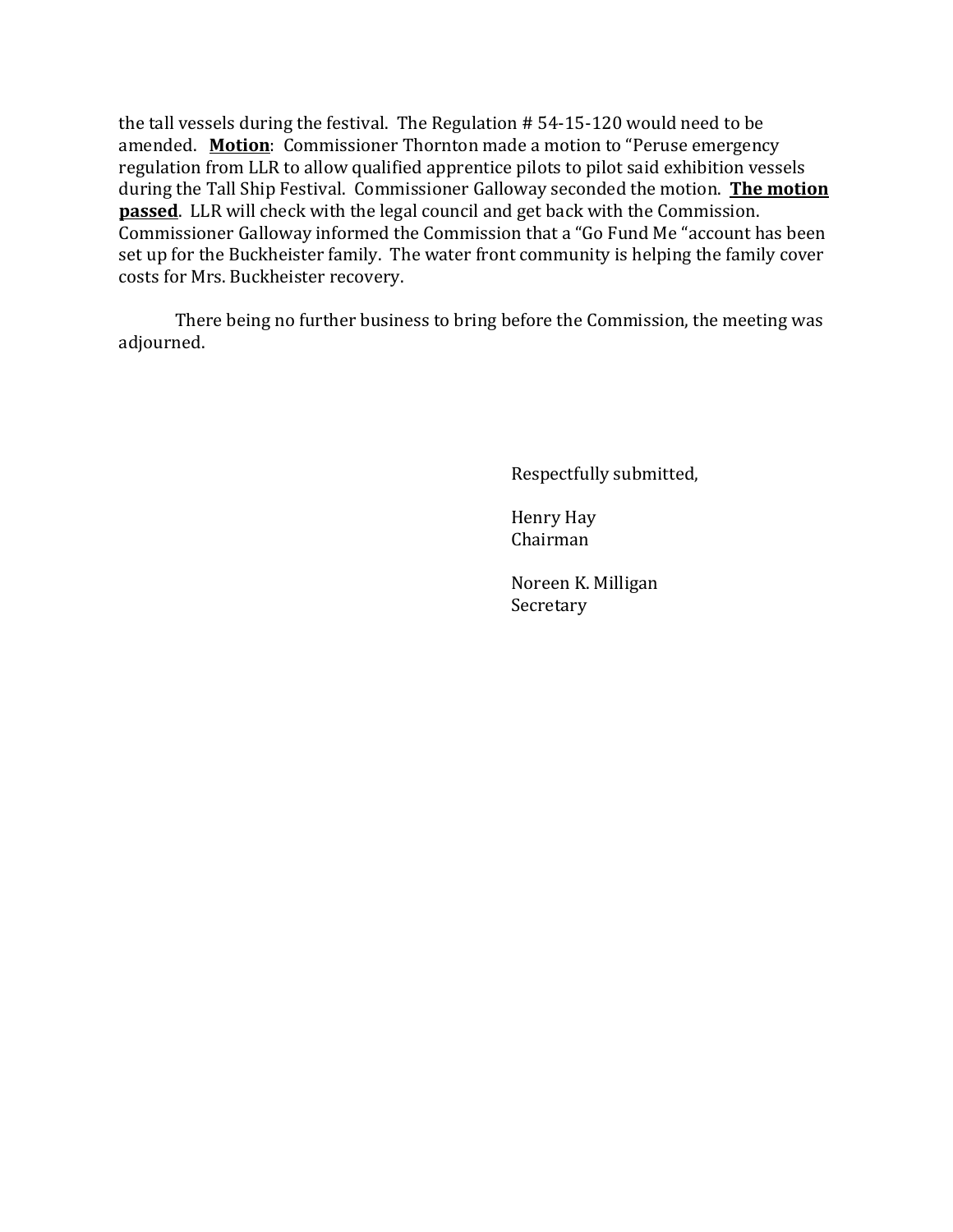the tall vessels during the festival. The Regulation # 54-15-120 would need to be amended. **Motion**: Commissioner Thornton made a motion to "Peruse emergency regulation from LLR to allow qualified apprentice pilots to pilot said exhibition vessels during the Tall Ship Festival. Commissioner Galloway seconded the motion. **The motion passed**. LLR will check with the legal council and get back with the Commission. Commissioner Galloway informed the Commission that a "Go Fund Me "account has been set up for the Buckheister family. The water front community is helping the family cover costs for Mrs. Buckheister recovery.

There being no further business to bring before the Commission, the meeting was adjourned.

Respectfully submitted,

Henry Hay
Chairman

Noreen K. Milligan
Secretary